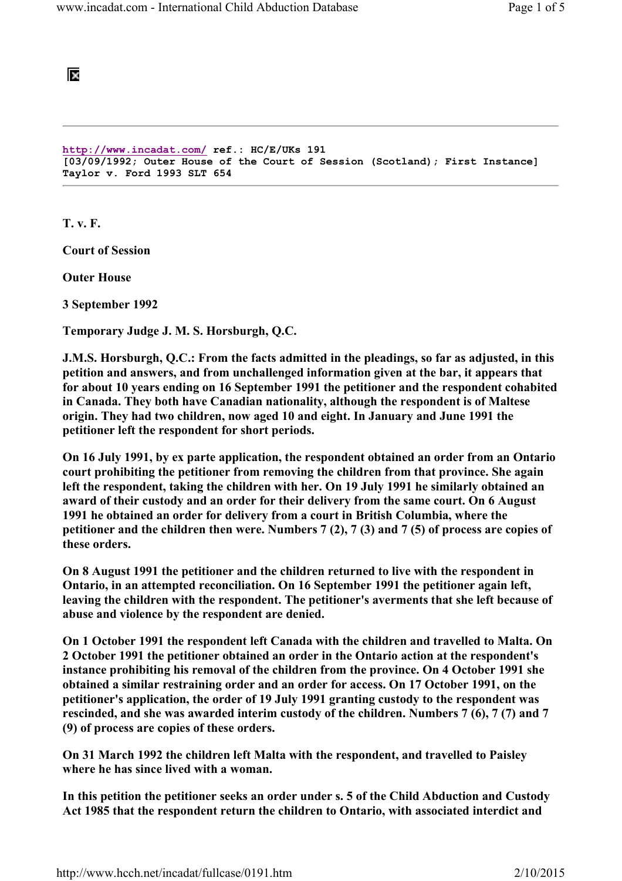http://www.incadat.com/ ref.: HC/E/UKs 191
[03/09/1992; Outer House of the Court of Session (Scotland); First Instance]
Taylor v. Ford 1993 SLT 654

---

**T. v. F.**

**Court of Session**

**Outer House**

**3 September 1992**

**Temporary Judge J. M. S. Horsburgh, Q.C.**

**J.M.S. Horsburgh, Q.C.: From the facts admitted in the pleadings, so far as adjusted, in this petition and answers, and from unchallenged information given at the bar, it appears that for about 10 years ending on 16 September 1991 the petitioner and the respondent cohabited in Canada. They both have Canadian nationality, although the respondent is of Maltese origin. They had two children, now aged 10 and eight. In January and June 1991 the petitioner left the respondent for short periods.**

**On 16 July 1991, by ex parte application, the respondent obtained an order from an Ontario court prohibiting the petitioner from removing the children from that province. She again left the respondent, taking the children with her. On 19 July 1991 he similarly obtained an award of their custody and an order for their delivery from the same court. On 6 August 1991 he obtained an order for delivery from a court in British Columbia, where the petitioner and the children then were. Numbers 7 (2), 7 (3) and 7 (5) of process are copies of these orders.**

**On 8 August 1991 the petitioner and the children returned to live with the respondent in Ontario, in an attempted reconciliation. On 16 September 1991 the petitioner again left, leaving the children with the respondent. The petitioner's averments that she left because of abuse and violence by the respondent are denied.**

**On 1 October 1991 the respondent left Canada with the children and travelled to Malta. On 2 October 1991 the petitioner obtained an order in the Ontario action at the respondent's instance prohibiting his removal of the children from the province. On 4 October 1991 she obtained a similar restraining order and an order for access. On 17 October 1991, on the petitioner's application, the order of 19 July 1991 granting custody to the respondent was rescinded, and she was awarded interim custody of the children. Numbers 7 (6), 7 (7) and 7 (9) of process are copies of these orders.**

**On 31 March 1992 the children left Malta with the respondent, and travelled to Paisley where he has since lived with a woman.**

**In this petition the petitioner seeks an order under s. 5 of the Child Abduction and Custody Act 1985 that the respondent return the children to Ontario, with associated interdict and**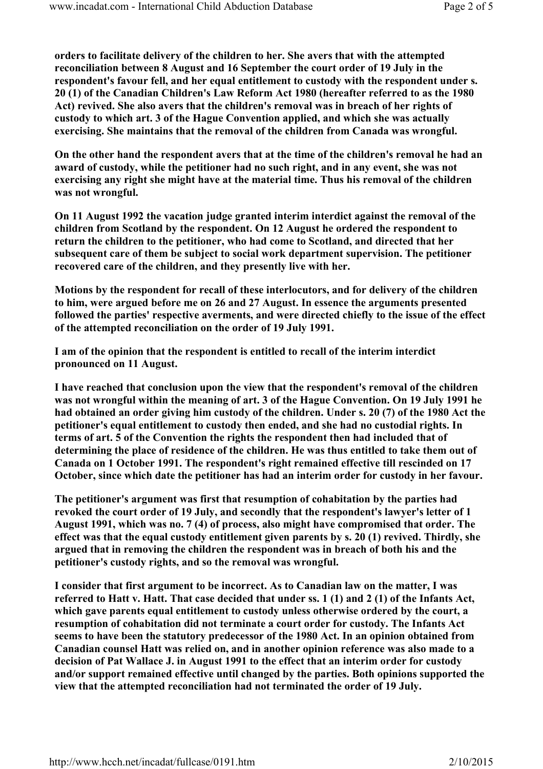**orders to facilitate delivery of the children to her. She avers that with the attempted reconciliation between 8 August and 16 September the court order of 19 July in the respondent's favour fell, and her equal entitlement to custody with the respondent under s. 20 (1) of the Canadian Children's Law Reform Act 1980 (hereafter referred to as the 1980 Act) revived. She also avers that the children's removal was in breach of her rights of custody to which art. 3 of the Hague Convention applied, and which she was actually exercising. She maintains that the removal of the children from Canada was wrongful.**

**On the other hand the respondent avers that at the time of the children's removal he had an award of custody, while the petitioner had no such right, and in any event, she was not exercising any right she might have at the material time. Thus his removal of the children was not wrongful.**

**On 11 August 1992 the vacation judge granted interim interdict against the removal of the children from Scotland by the respondent. On 12 August he ordered the respondent to return the children to the petitioner, who had come to Scotland, and directed that her subsequent care of them be subject to social work department supervision. The petitioner recovered care of the children, and they presently live with her.**

**Motions by the respondent for recall of these interlocutors, and for delivery of the children to him, were argued before me on 26 and 27 August. In essence the arguments presented followed the parties' respective averments, and were directed chiefly to the issue of the effect of the attempted reconciliation on the order of 19 July 1991.**

**I am of the opinion that the respondent is entitled to recall of the interim interdict pronounced on 11 August.**

**I have reached that conclusion upon the view that the respondent's removal of the children was not wrongful within the meaning of art. 3 of the Hague Convention. On 19 July 1991 he had obtained an order giving him custody of the children. Under s. 20 (7) of the 1980 Act the petitioner's equal entitlement to custody then ended, and she had no custodial rights. In terms of art. 5 of the Convention the rights the respondent then had included that of determining the place of residence of the children. He was thus entitled to take them out of Canada on 1 October 1991. The respondent's right remained effective till rescinded on 17 October, since which date the petitioner has had an interim order for custody in her favour.**

**The petitioner's argument was first that resumption of cohabitation by the parties had revoked the court order of 19 July, and secondly that the respondent's lawyer's letter of 1 August 1991, which was no. 7 (4) of process, also might have compromised that order. The effect was that the equal custody entitlement given parents by s. 20 (1) revived. Thirdly, she argued that in removing the children the respondent was in breach of both his and the petitioner's custody rights, and so the removal was wrongful.**

**I consider that first argument to be incorrect. As to Canadian law on the matter, I was referred to Hatt v. Hatt. That case decided that under ss. 1 (1) and 2 (1) of the Infants Act, which gave parents equal entitlement to custody unless otherwise ordered by the court, a resumption of cohabitation did not terminate a court order for custody. The Infants Act seems to have been the statutory predecessor of the 1980 Act. In an opinion obtained from Canadian counsel Hatt was relied on, and in another opinion reference was also made to a decision of Pat Wallace J. in August 1991 to the effect that an interim order for custody and/or support remained effective until changed by the parties. Both opinions supported the view that the attempted reconciliation had not terminated the order of 19 July.**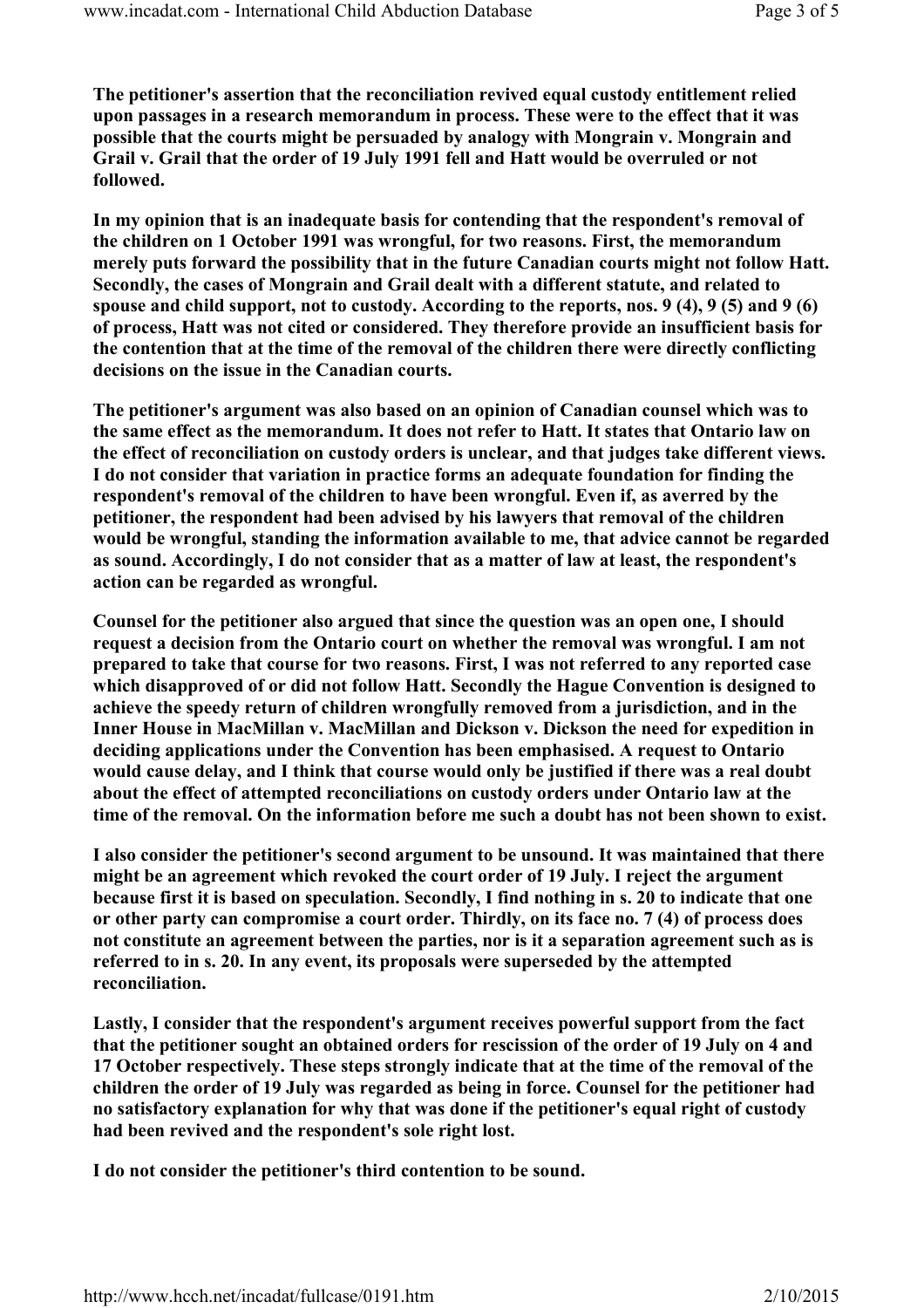**The petitioner's assertion that the reconciliation revived equal custody entitlement relied upon passages in a research memorandum in process. These were to the effect that it was possible that the courts might be persuaded by analogy with Mongrain v. Mongrain and Grail v. Grail that the order of 19 July 1991 fell and Hatt would be overruled or not followed.**

**In my opinion that is an inadequate basis for contending that the respondent's removal of the children on 1 October 1991 was wrongful, for two reasons. First, the memorandum merely puts forward the possibility that in the future Canadian courts might not follow Hatt. Secondly, the cases of Mongrain and Grail dealt with a different statute, and related to spouse and child support, not to custody. According to the reports, nos. 9 (4), 9 (5) and 9 (6) of process, Hatt was not cited or considered. They therefore provide an insufficient basis for the contention that at the time of the removal of the children there were directly conflicting decisions on the issue in the Canadian courts.**

**The petitioner's argument was also based on an opinion of Canadian counsel which was to the same effect as the memorandum. It does not refer to Hatt. It states that Ontario law on the effect of reconciliation on custody orders is unclear, and that judges take different views. I do not consider that variation in practice forms an adequate foundation for finding the respondent's removal of the children to have been wrongful. Even if, as averred by the petitioner, the respondent had been advised by his lawyers that removal of the children would be wrongful, standing the information available to me, that advice cannot be regarded as sound. Accordingly, I do not consider that as a matter of law at least, the respondent's action can be regarded as wrongful.**

**Counsel for the petitioner also argued that since the question was an open one, I should request a decision from the Ontario court on whether the removal was wrongful. I am not prepared to take that course for two reasons. First, I was not referred to any reported case which disapproved of or did not follow Hatt. Secondly the Hague Convention is designed to achieve the speedy return of children wrongfully removed from a jurisdiction, and in the Inner House in MacMillan v. MacMillan and Dickson v. Dickson the need for expedition in deciding applications under the Convention has been emphasised. A request to Ontario would cause delay, and I think that course would only be justified if there was a real doubt about the effect of attempted reconciliations on custody orders under Ontario law at the time of the removal. On the information before me such a doubt has not been shown to exist.**

**I also consider the petitioner's second argument to be unsound. It was maintained that there might be an agreement which revoked the court order of 19 July. I reject the argument because first it is based on speculation. Secondly, I find nothing in s. 20 to indicate that one or other party can compromise a court order. Thirdly, on its face no. 7 (4) of process does not constitute an agreement between the parties, nor is it a separation agreement such as is referred to in s. 20. In any event, its proposals were superseded by the attempted reconciliation.**

**Lastly, I consider that the respondent's argument receives powerful support from the fact that the petitioner sought an obtained orders for rescission of the order of 19 July on 4 and 17 October respectively. These steps strongly indicate that at the time of the removal of the children the order of 19 July was regarded as being in force. Counsel for the petitioner had no satisfactory explanation for why that was done if the petitioner's equal right of custody had been revived and the respondent's sole right lost.**

**I do not consider the petitioner's third contention to be sound.**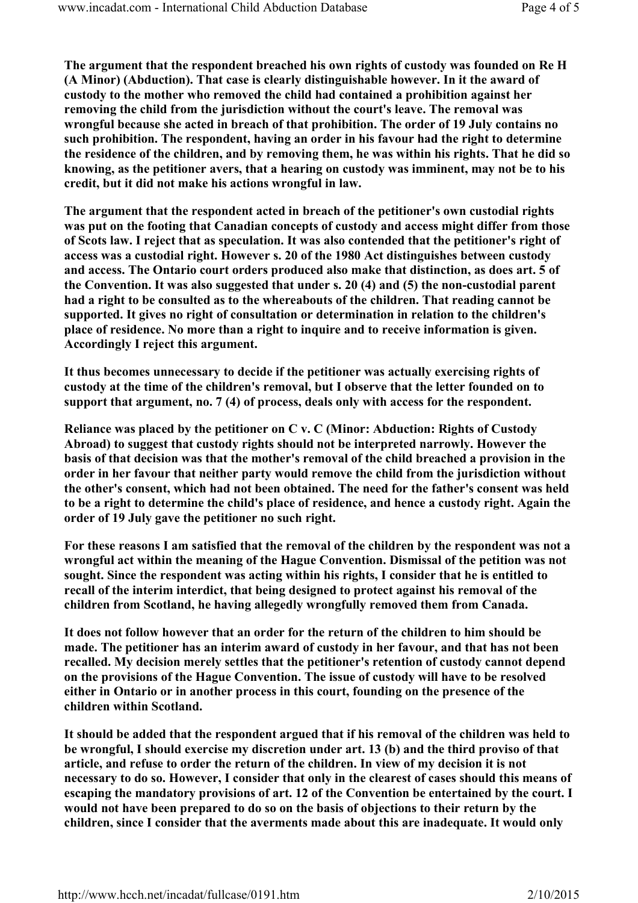**The argument that the respondent breached his own rights of custody was founded on Re H (A Minor) (Abduction). That case is clearly distinguishable however. In it the award of custody to the mother who removed the child had contained a prohibition against her removing the child from the jurisdiction without the court's leave. The removal was wrongful because she acted in breach of that prohibition. The order of 19 July contains no such prohibition. The respondent, having an order in his favour had the right to determine the residence of the children, and by removing them, he was within his rights. That he did so knowing, as the petitioner avers, that a hearing on custody was imminent, may not be to his credit, but it did not make his actions wrongful in law.**

**The argument that the respondent acted in breach of the petitioner's own custodial rights was put on the footing that Canadian concepts of custody and access might differ from those of Scots law. I reject that as speculation. It was also contended that the petitioner's right of access was a custodial right. However s. 20 of the 1980 Act distinguishes between custody and access. The Ontario court orders produced also make that distinction, as does art. 5 of the Convention. It was also suggested that under s. 20 (4) and (5) the non-custodial parent had a right to be consulted as to the whereabouts of the children. That reading cannot be supported. It gives no right of consultation or determination in relation to the children's place of residence. No more than a right to inquire and to receive information is given. Accordingly I reject this argument.**

**It thus becomes unnecessary to decide if the petitioner was actually exercising rights of custody at the time of the children's removal, but I observe that the letter founded on to support that argument, no. 7 (4) of process, deals only with access for the respondent.**

**Reliance was placed by the petitioner on C v. C (Minor: Abduction: Rights of Custody Abroad) to suggest that custody rights should not be interpreted narrowly. However the basis of that decision was that the mother's removal of the child breached a provision in the order in her favour that neither party would remove the child from the jurisdiction without the other's consent, which had not been obtained. The need for the father's consent was held to be a right to determine the child's place of residence, and hence a custody right. Again the order of 19 July gave the petitioner no such right.**

**For these reasons I am satisfied that the removal of the children by the respondent was not a wrongful act within the meaning of the Hague Convention. Dismissal of the petition was not sought. Since the respondent was acting within his rights, I consider that he is entitled to recall of the interim interdict, that being designed to protect against his removal of the children from Scotland, he having allegedly wrongfully removed them from Canada.**

**It does not follow however that an order for the return of the children to him should be made. The petitioner has an interim award of custody in her favour, and that has not been recalled. My decision merely settles that the petitioner's retention of custody cannot depend on the provisions of the Hague Convention. The issue of custody will have to be resolved either in Ontario or in another process in this court, founding on the presence of the children within Scotland.**

**It should be added that the respondent argued that if his removal of the children was held to be wrongful, I should exercise my discretion under art. 13 (b) and the third proviso of that article, and refuse to order the return of the children. In view of my decision it is not necessary to do so. However, I consider that only in the clearest of cases should this means of escaping the mandatory provisions of art. 12 of the Convention be entertained by the court. I would not have been prepared to do so on the basis of objections to their return by the children, since I consider that the averments made about this are inadequate. It would only**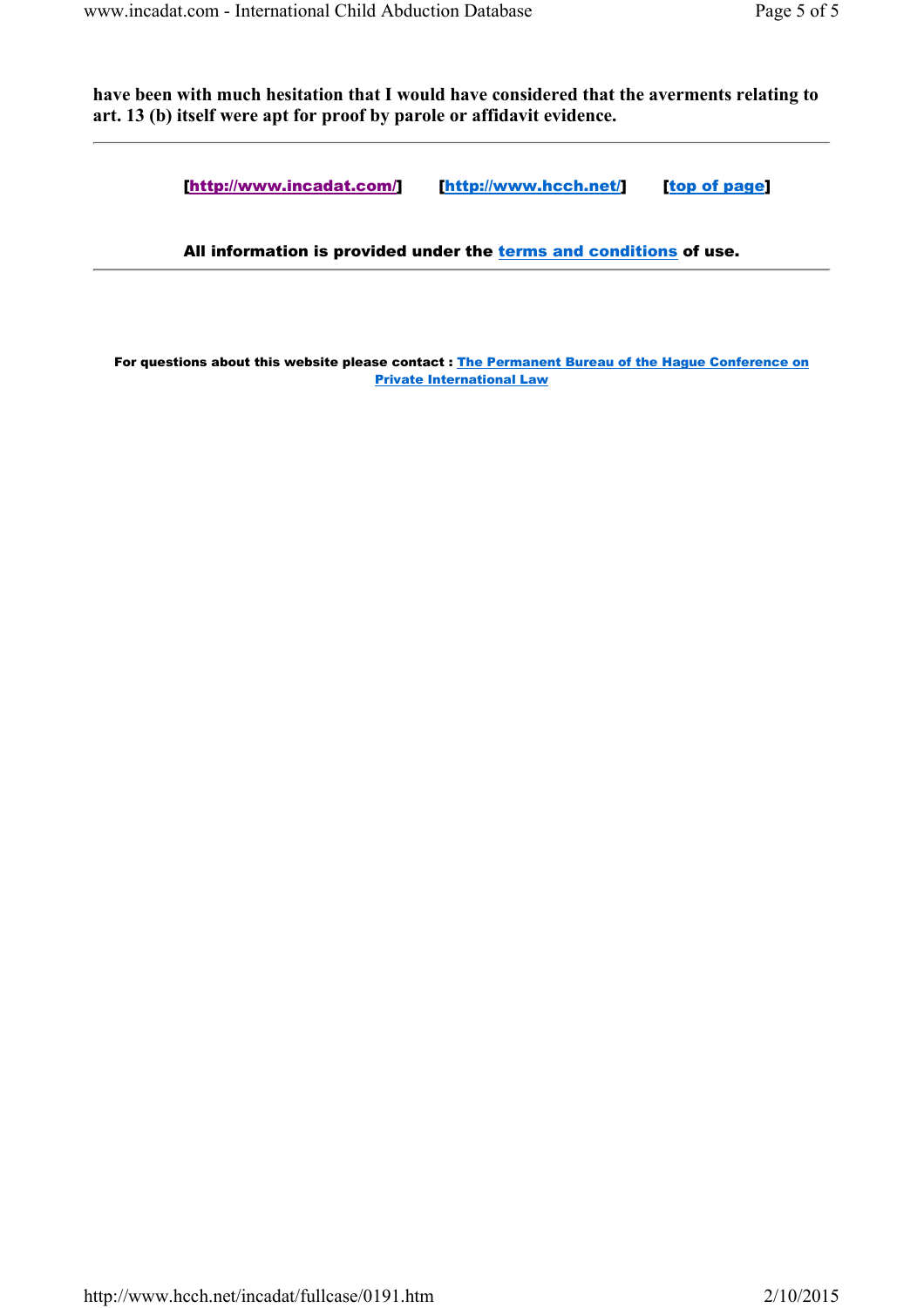**have been with much hesitation that I would have considered that the averments relating to art. 13 (b) itself were apt for proof by parole or affidavit evidence.**

---

[http://www.incadat.com/] [http://www.hcch.net/] [top of page]

**All information is provided under the terms and conditions of use.**

---

**For questions about this website please contact : The Permanent Bureau of the Hague Conference on Private International Law**